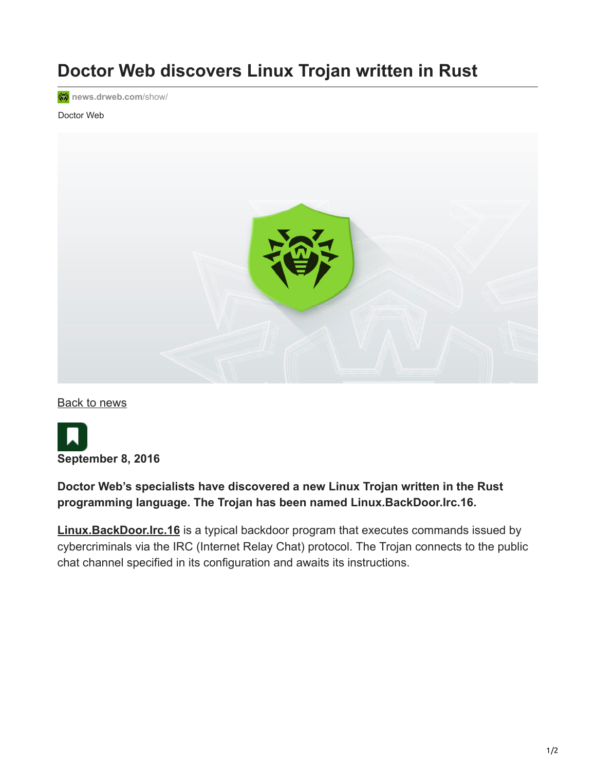# Doctor Web discovers Linux Trojan written in Rust

**news.drweb.com**/show/

Doctor Web

Back to news

**September 8, 2016**

**Doctor Web's specialists have discovered a new Linux Trojan written in the Rust programming language. The Trojan has been named Linux.BackDoor.Irc.16.**

**Linux.BackDoor.Irc.16** is a typical backdoor program that executes commands issued by cybercriminals via the IRC (Internet Relay Chat) protocol. The Trojan connects to the public chat channel specified in its configuration and awaits its instructions.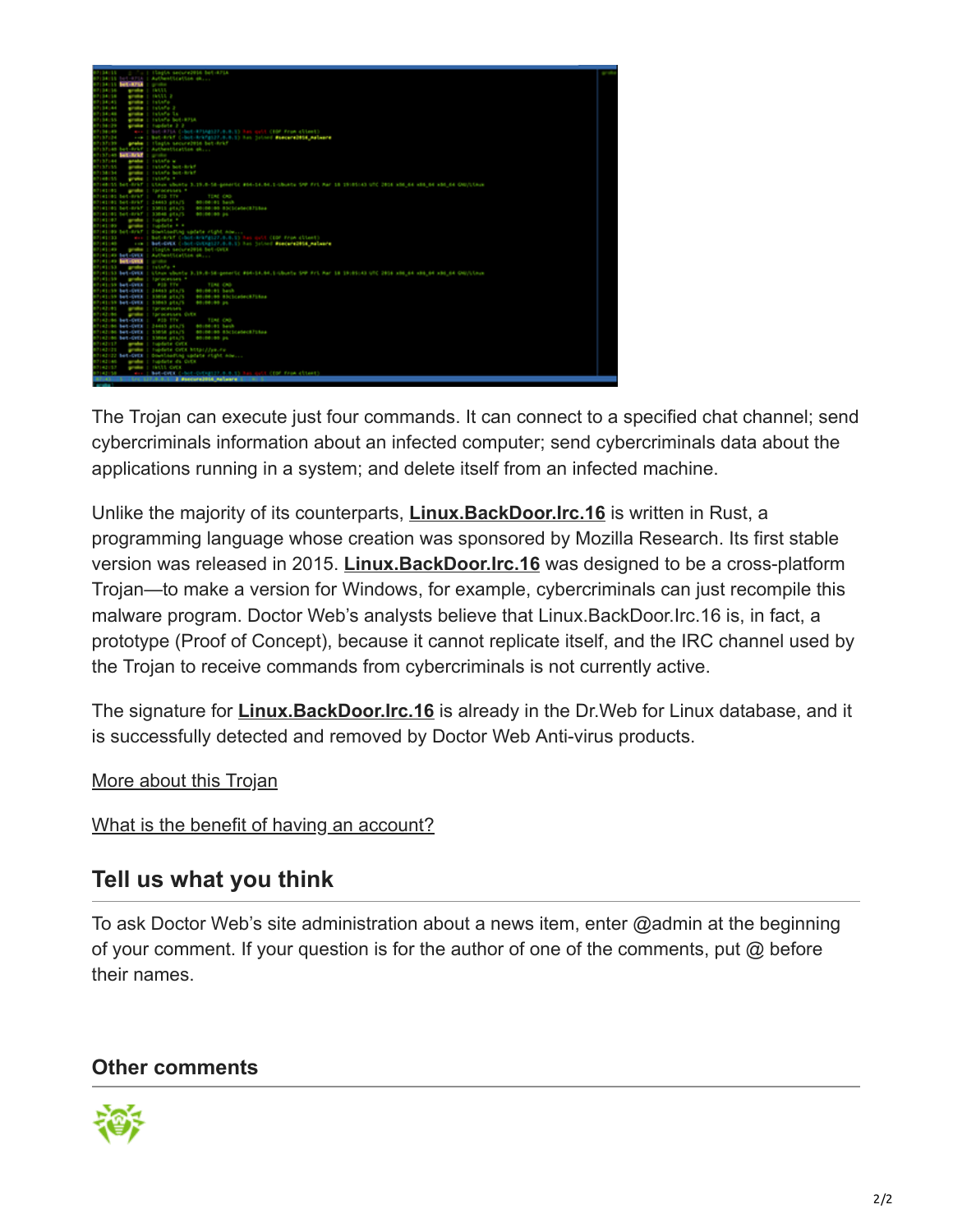The Trojan can execute just four commands. It can connect to a specified chat channel; send cybercriminals information about an infected computer; send cybercriminals data about the applications running in a system; and delete itself from an infected machine.

Unlike the majority of its counterparts, **Linux.BackDoor.Irc.16** is written in Rust, a programming language whose creation was sponsored by Mozilla Research. Its first stable version was released in 2015. **Linux.BackDoor.Irc.16** was designed to be a cross-platform Trojan—to make a version for Windows, for example, cybercriminals can just recompile this malware program. Doctor Web's analysts believe that Linux.BackDoor.Irc.16 is, in fact, a prototype (Proof of Concept), because it cannot replicate itself, and the IRC channel used by the Trojan to receive commands from cybercriminals is not currently active.

The signature for **Linux.BackDoor.Irc.16** is already in the Dr.Web for Linux database, and it is successfully detected and removed by Doctor Web Anti-virus products.

More about this Trojan

What is the benefit of having an account?

## Tell us what you think

To ask Doctor Web's site administration about a news item, enter @admin at the beginning of your comment. If your question is for the author of one of the comments, put @ before their names.

### Other comments